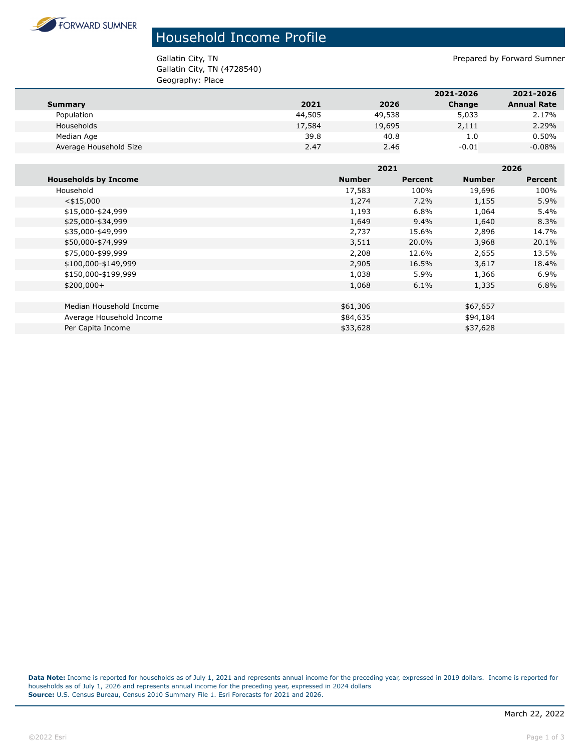FORWARD SUMNER

# Household Income Profile

Gallatin City, TN
Gallatin City, TN (4728540)
Geography: Place

Prepared by Forward Sumner

| Summary | 2021 | 2026 | 2021-2026 Change | 2021-2026 Annual Rate |
|---|---|---|---|---|
| Population | 44,505 | 49,538 | 5,033 | 2.17% |
| Households | 17,584 | 19,695 | 2,111 | 2.29% |
| Median Age | 39.8 | 40.8 | 1.0 | 0.50% |
| Average Household Size | 2.47 | 2.46 | -0.01 | -0.08% |

| | 2021 | | 2026 | |
|---|---|---|---|---|
| **Households by Income** | **Number** | **Percent** | **Number** | **Percent** |
| Household | 17,583 | 100% | 19,696 | 100% |
| <$15,000 | 1,274 | 7.2% | 1,155 | 5.9% |
| $15,000-$24,999 | 1,193 | 6.8% | 1,064 | 5.4% |
| $25,000-$34,999 | 1,649 | 9.4% | 1,640 | 8.3% |
| $35,000-$49,999 | 2,737 | 15.6% | 2,896 | 14.7% |
| $50,000-$74,999 | 3,511 | 20.0% | 3,968 | 20.1% |
| $75,000-$99,999 | 2,208 | 12.6% | 2,655 | 13.5% |
| $100,000-$149,999 | 2,905 | 16.5% | 3,617 | 18.4% |
| $150,000-$199,999 | 1,038 | 5.9% | 1,366 | 6.9% |
| $200,000+ | 1,068 | 6.1% | 1,335 | 6.8% |
| | | | | |
| Median Household Income | $61,306 | | $67,657 | |
| Average Household Income | $84,635 | | $94,184 | |
| Per Capita Income | $33,628 | | $37,628 | |

**Data Note:** Income is reported for households as of July 1, 2021 and represents annual income for the preceding year, expressed in 2019 dollars. Income is reported for households as of July 1, 2026 and represents annual income for the preceding year, expressed in 2024 dollars
**Source:** U.S. Census Bureau, Census 2010 Summary File 1. Esri Forecasts for 2021 and 2026.

March 22, 2022

©2022 Esri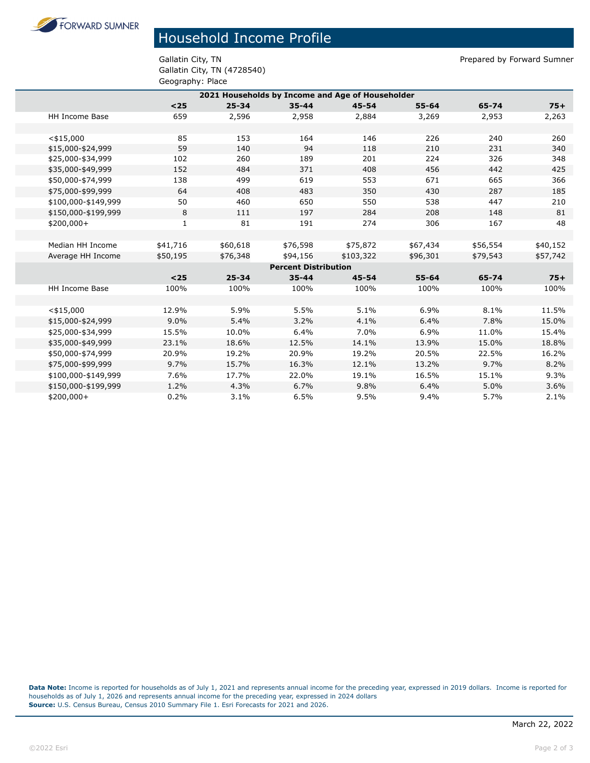# Household Income Profile

Gallatin City, TN
Gallatin City, TN (4728540)
Geography: Place

Prepared by Forward Sumner

| 2021 Households by Income and Age of Householder | | | | | | | |
|---|---|---|---|---|---|---|---|
| | <25 | 25-34 | 35-44 | 45-54 | 55-64 | 65-74 | 75+ |
| HH Income Base | 659 | 2,596 | 2,958 | 2,884 | 3,269 | 2,953 | 2,263 |
| | | | | | | | |
| <$15,000 | 85 | 153 | 164 | 146 | 226 | 240 | 260 |
| $15,000-$24,999 | 59 | 140 | 94 | 118 | 210 | 231 | 340 |
| $25,000-$34,999 | 102 | 260 | 189 | 201 | 224 | 326 | 348 |
| $35,000-$49,999 | 152 | 484 | 371 | 408 | 456 | 442 | 425 |
| $50,000-$74,999 | 138 | 499 | 619 | 553 | 671 | 665 | 366 |
| $75,000-$99,999 | 64 | 408 | 483 | 350 | 430 | 287 | 185 |
| $100,000-$149,999 | 50 | 460 | 650 | 550 | 538 | 447 | 210 |
| $150,000-$199,999 | 8 | 111 | 197 | 284 | 208 | 148 | 81 |
| $200,000+ | 1 | 81 | 191 | 274 | 306 | 167 | 48 |
| | | | | | | | |
| Median HH Income | $41,716 | $60,618 | $76,598 | $75,872 | $67,434 | $56,554 | $40,152 |
| Average HH Income | $50,195 | $76,348 | $94,156 | $103,322 | $96,301 | $79,543 | $57,742 |
| **Percent Distribution** | | | | | | | |
| | <25 | 25-34 | 35-44 | 45-54 | 55-64 | 65-74 | 75+ |
| HH Income Base | 100% | 100% | 100% | 100% | 100% | 100% | 100% |
| | | | | | | | |
| <$15,000 | 12.9% | 5.9% | 5.5% | 5.1% | 6.9% | 8.1% | 11.5% |
| $15,000-$24,999 | 9.0% | 5.4% | 3.2% | 4.1% | 6.4% | 7.8% | 15.0% |
| $25,000-$34,999 | 15.5% | 10.0% | 6.4% | 7.0% | 6.9% | 11.0% | 15.4% |
| $35,000-$49,999 | 23.1% | 18.6% | 12.5% | 14.1% | 13.9% | 15.0% | 18.8% |
| $50,000-$74,999 | 20.9% | 19.2% | 20.9% | 19.2% | 20.5% | 22.5% | 16.2% |
| $75,000-$99,999 | 9.7% | 15.7% | 16.3% | 12.1% | 13.2% | 9.7% | 8.2% |
| $100,000-$149,999 | 7.6% | 17.7% | 22.0% | 19.1% | 16.5% | 15.1% | 9.3% |
| $150,000-$199,999 | 1.2% | 4.3% | 6.7% | 9.8% | 6.4% | 5.0% | 3.6% |
| $200,000+ | 0.2% | 3.1% | 6.5% | 9.5% | 9.4% | 5.7% | 2.1% |

**Data Note:** Income is reported for households as of July 1, 2021 and represents annual income for the preceding year, expressed in 2019 dollars. Income is reported for households as of July 1, 2026 and represents annual income for the preceding year, expressed in 2024 dollars
**Source:** U.S. Census Bureau, Census 2010 Summary File 1. Esri Forecasts for 2021 and 2026.

March 22, 2022

©2022 Esri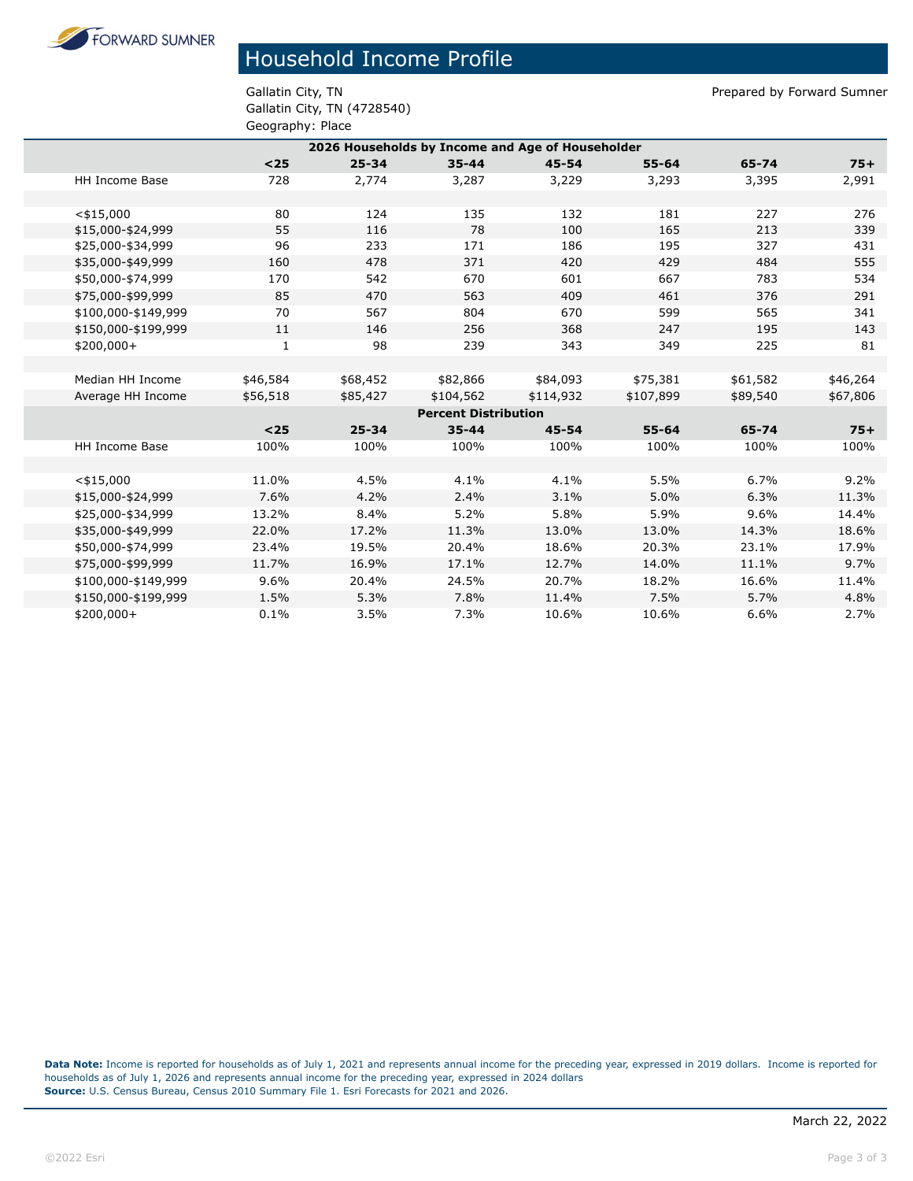# Household Income Profile

Gallatin City, TN
Gallatin City, TN (4728540)
Geography: Place

Prepared by Forward Sumner

| 2026 Households by Income and Age of Householder | <25 | 25-34 | 35-44 | 45-54 | 55-64 | 65-74 | 75+ |
|---|---|---|---|---|---|---|---|
| HH Income Base | 728 | 2,774 | 3,287 | 3,229 | 3,293 | 3,395 | 2,991 |
| | | | | | | | |
| <$15,000 | 80 | 124 | 135 | 132 | 181 | 227 | 276 |
| $15,000-$24,999 | 55 | 116 | 78 | 100 | 165 | 213 | 339 |
| $25,000-$34,999 | 96 | 233 | 171 | 186 | 195 | 327 | 431 |
| $35,000-$49,999 | 160 | 478 | 371 | 420 | 429 | 484 | 555 |
| $50,000-$74,999 | 170 | 542 | 670 | 601 | 667 | 783 | 534 |
| $75,000-$99,999 | 85 | 470 | 563 | 409 | 461 | 376 | 291 |
| $100,000-$149,999 | 70 | 567 | 804 | 670 | 599 | 565 | 341 |
| $150,000-$199,999 | 11 | 146 | 256 | 368 | 247 | 195 | 143 |
| $200,000+ | 1 | 98 | 239 | 343 | 349 | 225 | 81 |
| | | | | | | | |
| Median HH Income | $46,584 | $68,452 | $82,866 | $84,093 | $75,381 | $61,582 | $46,264 |
| Average HH Income | $56,518 | $85,427 | $104,562 | $114,932 | $107,899 | $89,540 | $67,806 |

| Percent Distribution | <25 | 25-34 | 35-44 | 45-54 | 55-64 | 65-74 | 75+ |
|---|---|---|---|---|---|---|---|
| HH Income Base | 100% | 100% | 100% | 100% | 100% | 100% | 100% |
| | | | | | | | |
| <$15,000 | 11.0% | 4.5% | 4.1% | 4.1% | 5.5% | 6.7% | 9.2% |
| $15,000-$24,999 | 7.6% | 4.2% | 2.4% | 3.1% | 5.0% | 6.3% | 11.3% |
| $25,000-$34,999 | 13.2% | 8.4% | 5.2% | 5.8% | 5.9% | 9.6% | 14.4% |
| $35,000-$49,999 | 22.0% | 17.2% | 11.3% | 13.0% | 13.0% | 14.3% | 18.6% |
| $50,000-$74,999 | 23.4% | 19.5% | 20.4% | 18.6% | 20.3% | 23.1% | 17.9% |
| $75,000-$99,999 | 11.7% | 16.9% | 17.1% | 12.7% | 14.0% | 11.1% | 9.7% |
| $100,000-$149,999 | 9.6% | 20.4% | 24.5% | 20.7% | 18.2% | 16.6% | 11.4% |
| $150,000-$199,999 | 1.5% | 5.3% | 7.8% | 11.4% | 7.5% | 5.7% | 4.8% |
| $200,000+ | 0.1% | 3.5% | 7.3% | 10.6% | 10.6% | 6.6% | 2.7% |

**Data Note:** Income is reported for households as of July 1, 2021 and represents annual income for the preceding year, expressed in 2019 dollars. Income is reported for households as of July 1, 2026 and represents annual income for the preceding year, expressed in 2024 dollars
**Source:** U.S. Census Bureau, Census 2010 Summary File 1. Esri Forecasts for 2021 and 2026.

March 22, 2022

©2022 Esri